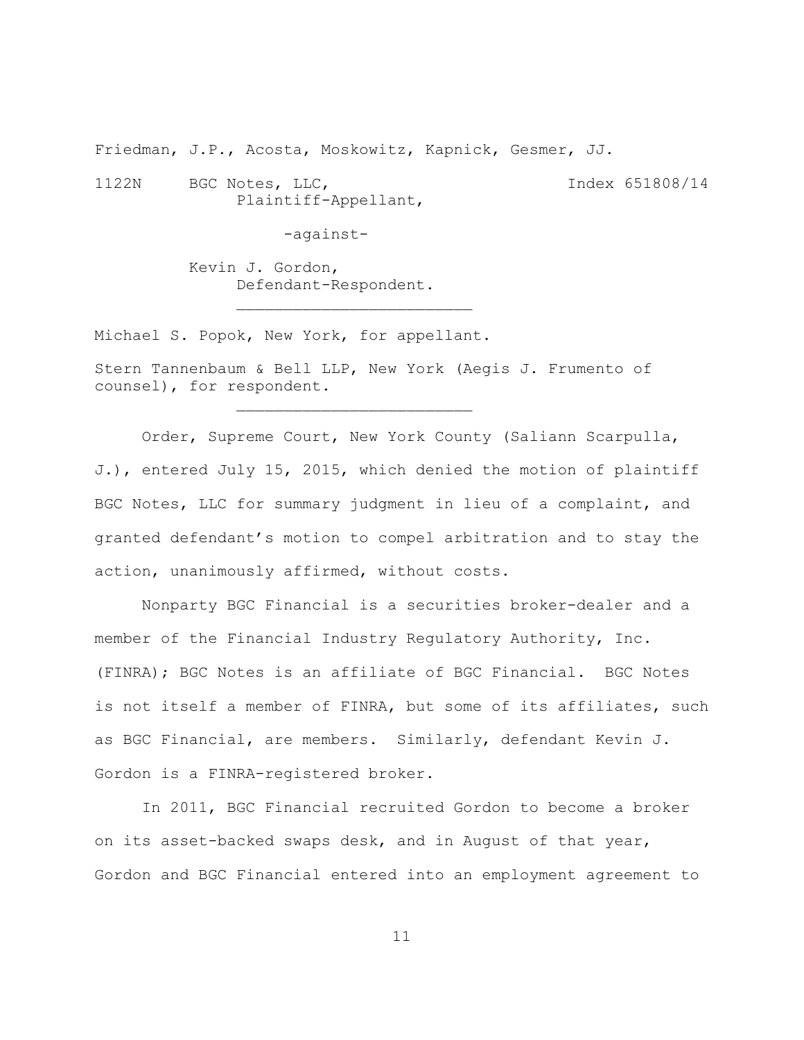Friedman, J.P., Acosta, Moskowitz, Kapnick, Gesmer, JJ.

1122N BGC Notes, LLC, Index 651808/14
Plaintiff-Appellant,

-against-

Kevin J. Gordon,
Defendant-Respondent.

_________________________

Michael S. Popok, New York, for appellant.

Stern Tannenbaum & Bell LLP, New York (Aegis J. Frumento of counsel), for respondent.

_________________________

Order, Supreme Court, New York County (Saliann Scarpulla, J.), entered July 15, 2015, which denied the motion of plaintiff BGC Notes, LLC for summary judgment in lieu of a complaint, and granted defendant's motion to compel arbitration and to stay the action, unanimously affirmed, without costs.

Nonparty BGC Financial is a securities broker-dealer and a member of the Financial Industry Regulatory Authority, Inc. (FINRA); BGC Notes is an affiliate of BGC Financial. BGC Notes is not itself a member of FINRA, but some of its affiliates, such as BGC Financial, are members. Similarly, defendant Kevin J. Gordon is a FINRA-registered broker.

In 2011, BGC Financial recruited Gordon to become a broker on its asset-backed swaps desk, and in August of that year, Gordon and BGC Financial entered into an employment agreement to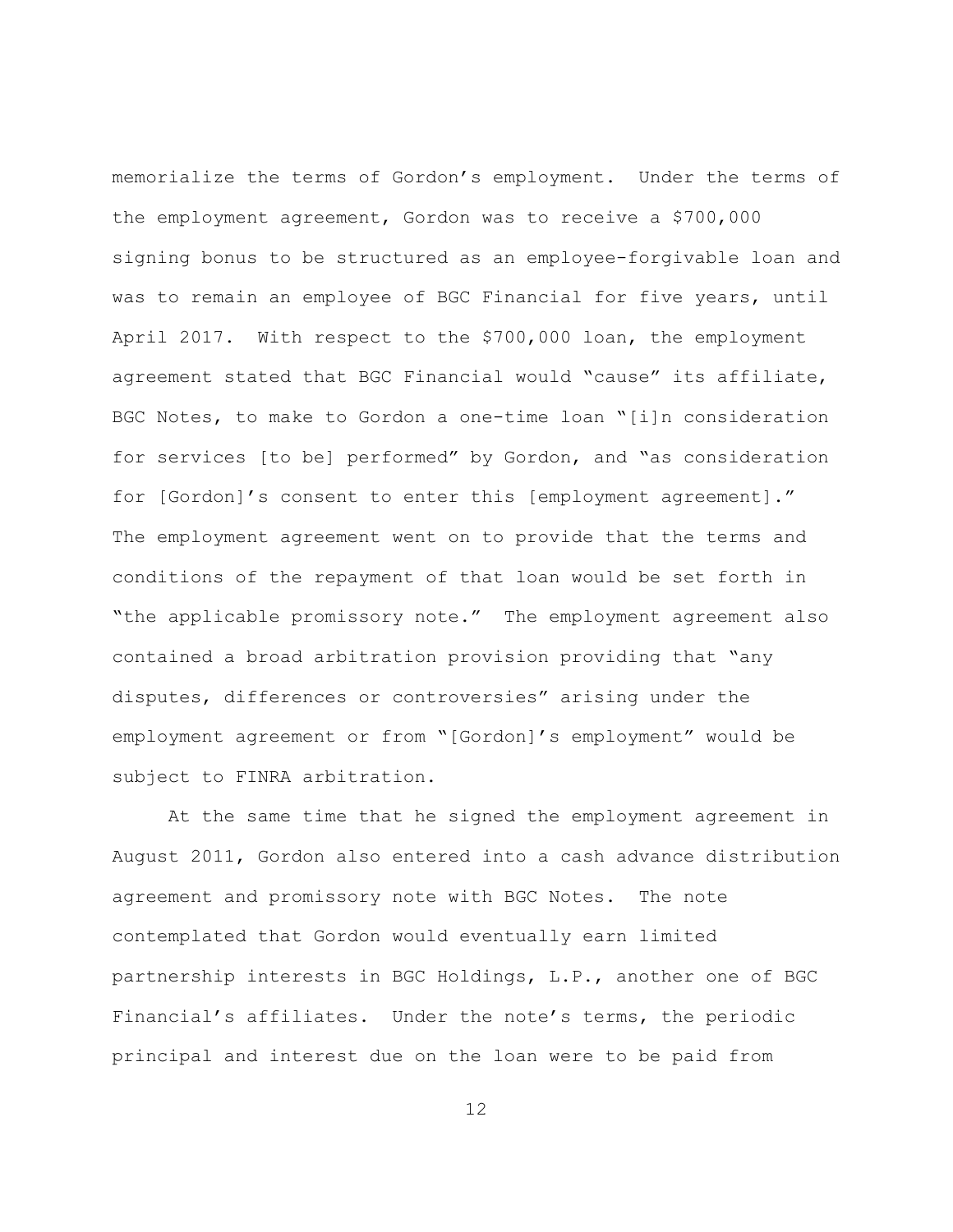memorialize the terms of Gordon's employment. Under the terms of the employment agreement, Gordon was to receive a $700,000 signing bonus to be structured as an employee-forgivable loan and was to remain an employee of BGC Financial for five years, until April 2017. With respect to the $700,000 loan, the employment agreement stated that BGC Financial would "cause" its affiliate, BGC Notes, to make to Gordon a one-time loan "[i]n consideration for services [to be] performed" by Gordon, and "as consideration for [Gordon]'s consent to enter this [employment agreement]." The employment agreement went on to provide that the terms and conditions of the repayment of that loan would be set forth in "the applicable promissory note." The employment agreement also contained a broad arbitration provision providing that "any disputes, differences or controversies" arising under the employment agreement or from "[Gordon]'s employment" would be subject to FINRA arbitration.

At the same time that he signed the employment agreement in August 2011, Gordon also entered into a cash advance distribution agreement and promissory note with BGC Notes. The note contemplated that Gordon would eventually earn limited partnership interests in BGC Holdings, L.P., another one of BGC Financial's affiliates. Under the note's terms, the periodic principal and interest due on the loan were to be paid from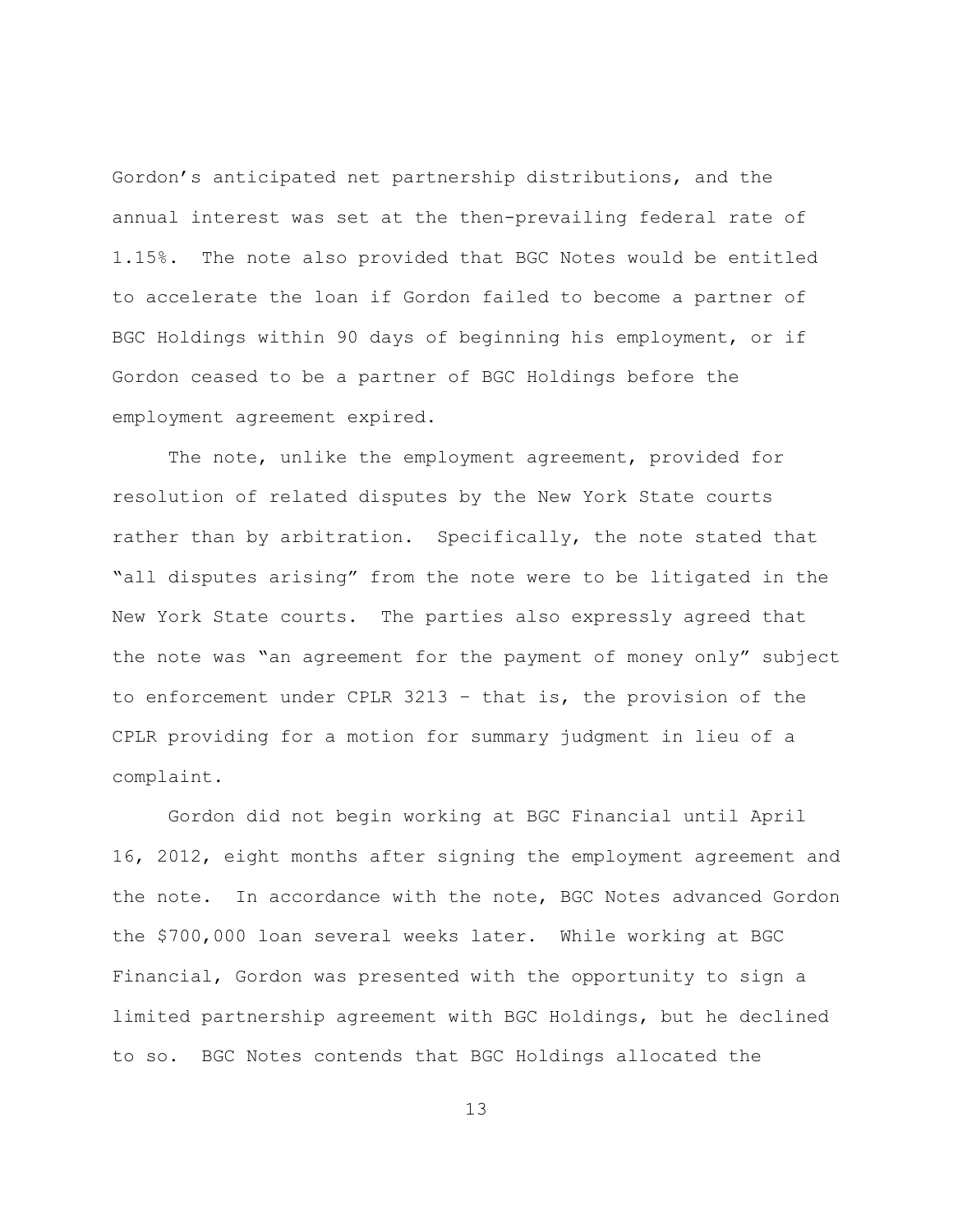Gordon's anticipated net partnership distributions, and the annual interest was set at the then-prevailing federal rate of 1.15%. The note also provided that BGC Notes would be entitled to accelerate the loan if Gordon failed to become a partner of BGC Holdings within 90 days of beginning his employment, or if Gordon ceased to be a partner of BGC Holdings before the employment agreement expired.

The note, unlike the employment agreement, provided for resolution of related disputes by the New York State courts rather than by arbitration. Specifically, the note stated that "all disputes arising" from the note were to be litigated in the New York State courts. The parties also expressly agreed that the note was "an agreement for the payment of money only" subject to enforcement under CPLR 3213 – that is, the provision of the CPLR providing for a motion for summary judgment in lieu of a complaint.

Gordon did not begin working at BGC Financial until April 16, 2012, eight months after signing the employment agreement and the note. In accordance with the note, BGC Notes advanced Gordon the $700,000 loan several weeks later. While working at BGC Financial, Gordon was presented with the opportunity to sign a limited partnership agreement with BGC Holdings, but he declined to so. BGC Notes contends that BGC Holdings allocated the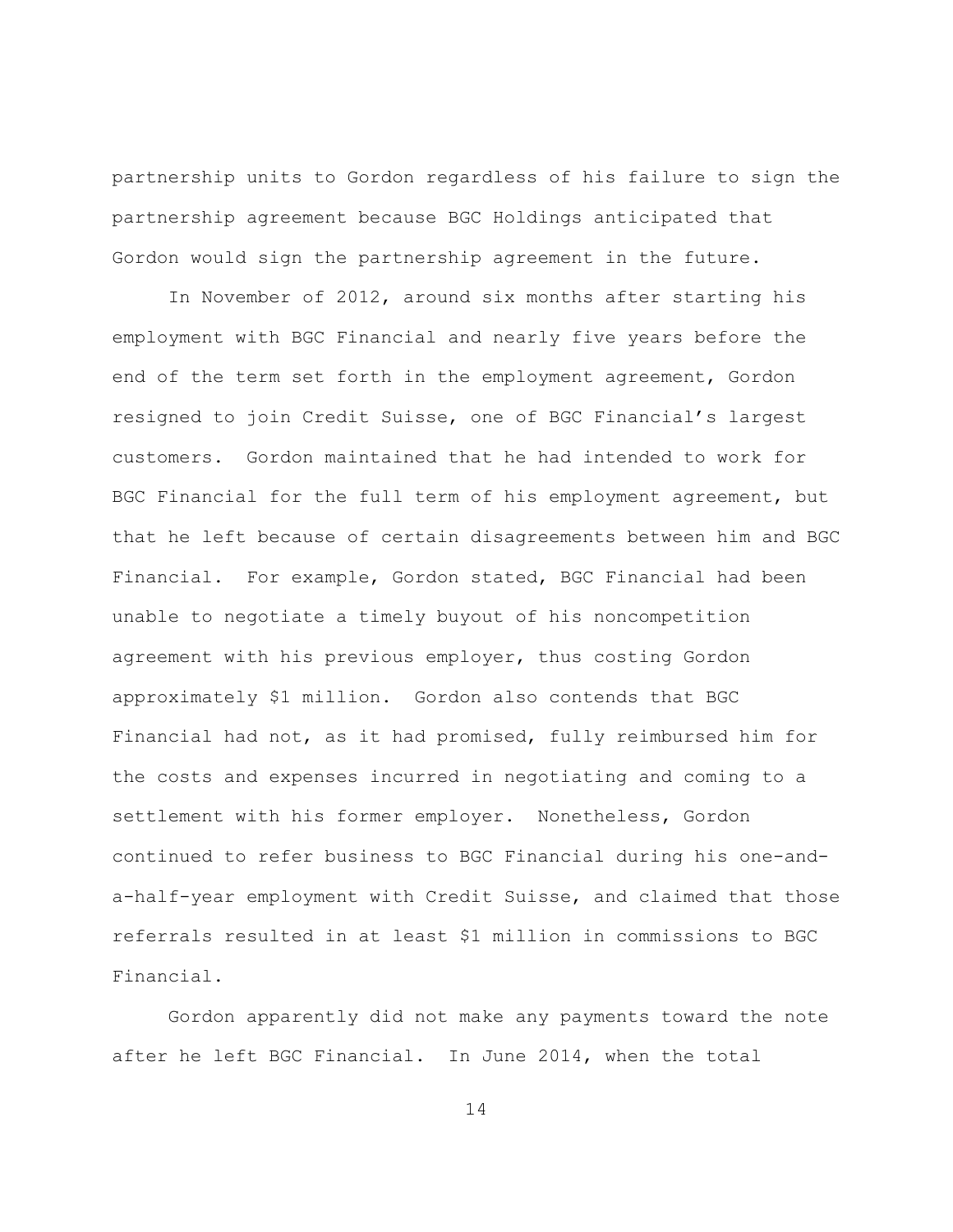partnership units to Gordon regardless of his failure to sign the partnership agreement because BGC Holdings anticipated that Gordon would sign the partnership agreement in the future.

In November of 2012, around six months after starting his employment with BGC Financial and nearly five years before the end of the term set forth in the employment agreement, Gordon resigned to join Credit Suisse, one of BGC Financial's largest customers. Gordon maintained that he had intended to work for BGC Financial for the full term of his employment agreement, but that he left because of certain disagreements between him and BGC Financial. For example, Gordon stated, BGC Financial had been unable to negotiate a timely buyout of his noncompetition agreement with his previous employer, thus costing Gordon approximately $1 million. Gordon also contends that BGC Financial had not, as it had promised, fully reimbursed him for the costs and expenses incurred in negotiating and coming to a settlement with his former employer. Nonetheless, Gordon continued to refer business to BGC Financial during his one-and-a-half-year employment with Credit Suisse, and claimed that those referrals resulted in at least $1 million in commissions to BGC Financial.

Gordon apparently did not make any payments toward the note after he left BGC Financial. In June 2014, when the total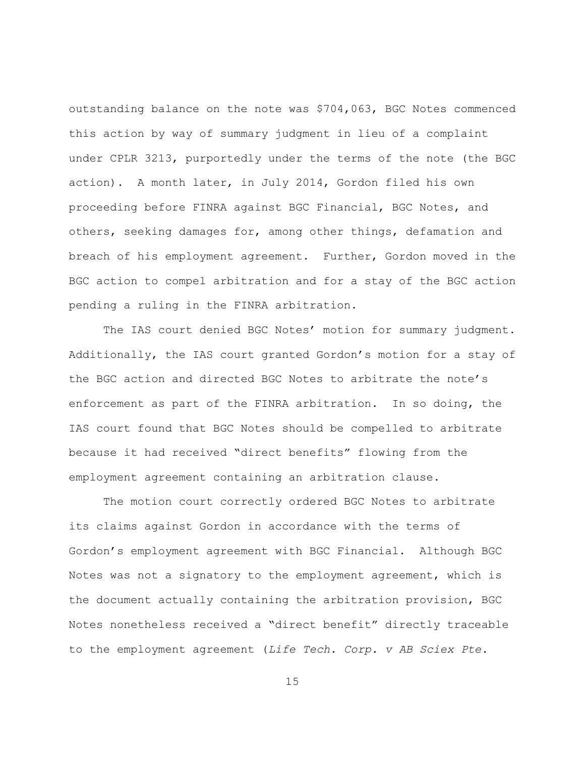outstanding balance on the note was $704,063, BGC Notes commenced this action by way of summary judgment in lieu of a complaint under CPLR 3213, purportedly under the terms of the note (the BGC action). A month later, in July 2014, Gordon filed his own proceeding before FINRA against BGC Financial, BGC Notes, and others, seeking damages for, among other things, defamation and breach of his employment agreement. Further, Gordon moved in the BGC action to compel arbitration and for a stay of the BGC action pending a ruling in the FINRA arbitration.

The IAS court denied BGC Notes' motion for summary judgment. Additionally, the IAS court granted Gordon's motion for a stay of the BGC action and directed BGC Notes to arbitrate the note's enforcement as part of the FINRA arbitration. In so doing, the IAS court found that BGC Notes should be compelled to arbitrate because it had received "direct benefits" flowing from the employment agreement containing an arbitration clause.

The motion court correctly ordered BGC Notes to arbitrate its claims against Gordon in accordance with the terms of Gordon's employment agreement with BGC Financial. Although BGC Notes was not a signatory to the employment agreement, which is the document actually containing the arbitration provision, BGC Notes nonetheless received a "direct benefit" directly traceable to the employment agreement (*Life Tech. Corp. v AB Sciex Pte.*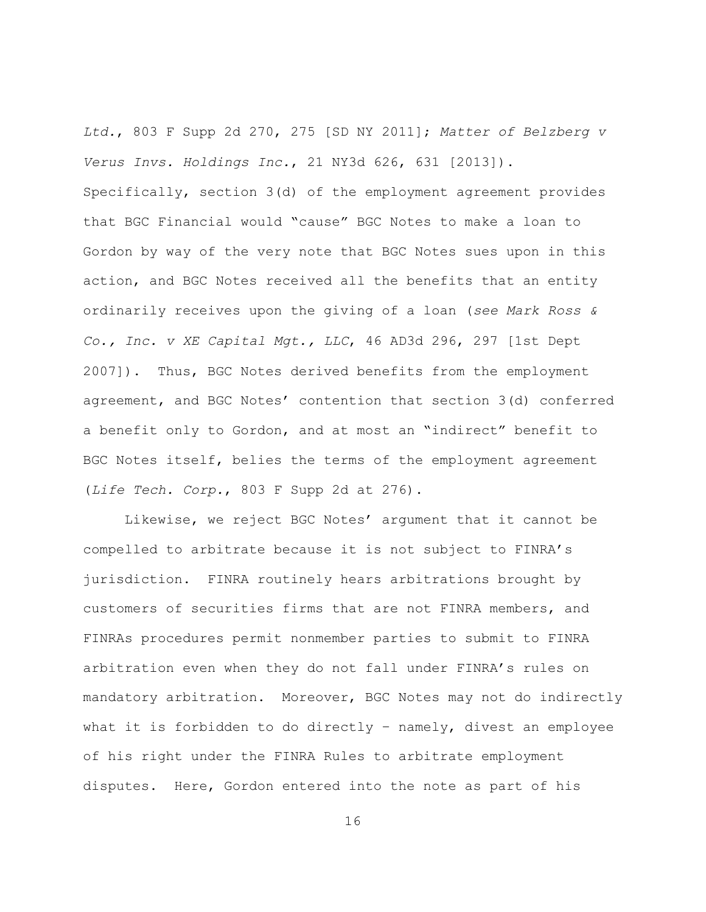*Ltd.*, 803 F Supp 2d 270, 275 [SD NY 2011]; *Matter of Belzberg v Verus Invs. Holdings Inc.*, 21 NY3d 626, 631 [2013]). Specifically, section 3(d) of the employment agreement provides that BGC Financial would "cause" BGC Notes to make a loan to Gordon by way of the very note that BGC Notes sues upon in this action, and BGC Notes received all the benefits that an entity ordinarily receives upon the giving of a loan (*see Mark Ross & Co., Inc. v XE Capital Mgt., LLC*, 46 AD3d 296, 297 [1st Dept 2007]). Thus, BGC Notes derived benefits from the employment agreement, and BGC Notes' contention that section 3(d) conferred a benefit only to Gordon, and at most an "indirect" benefit to BGC Notes itself, belies the terms of the employment agreement (*Life Tech. Corp.*, 803 F Supp 2d at 276).

Likewise, we reject BGC Notes' argument that it cannot be compelled to arbitrate because it is not subject to FINRA's jurisdiction. FINRA routinely hears arbitrations brought by customers of securities firms that are not FINRA members, and FINRAs procedures permit nonmember parties to submit to FINRA arbitration even when they do not fall under FINRA's rules on mandatory arbitration. Moreover, BGC Notes may not do indirectly what it is forbidden to do directly – namely, divest an employee of his right under the FINRA Rules to arbitrate employment disputes. Here, Gordon entered into the note as part of his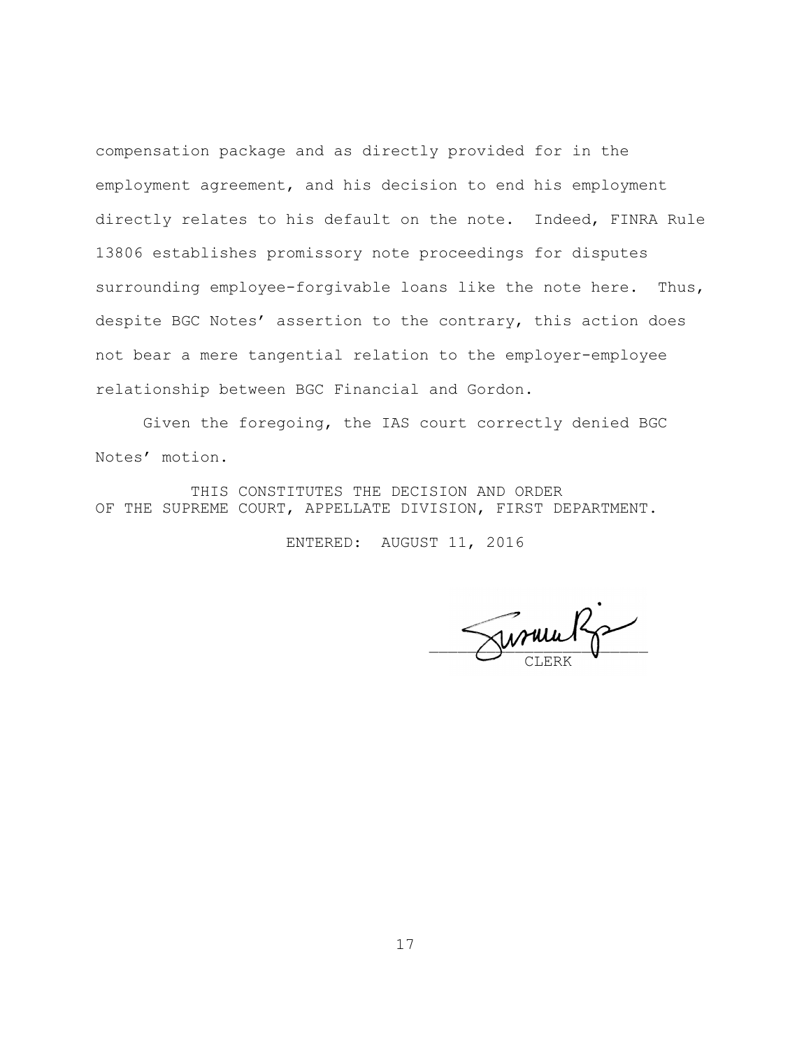compensation package and as directly provided for in the employment agreement, and his decision to end his employment directly relates to his default on the note. Indeed, FINRA Rule 13806 establishes promissory note proceedings for disputes surrounding employee-forgivable loans like the note here. Thus, despite BGC Notes' assertion to the contrary, this action does not bear a mere tangential relation to the employer-employee relationship between BGC Financial and Gordon.

Given the foregoing, the IAS court correctly denied BGC Notes' motion.

THIS CONSTITUTES THE DECISION AND ORDER
OF THE SUPREME COURT, APPELLATE DIVISION, FIRST DEPARTMENT.

ENTERED: AUGUST 11, 2016

_______________________
CLERK